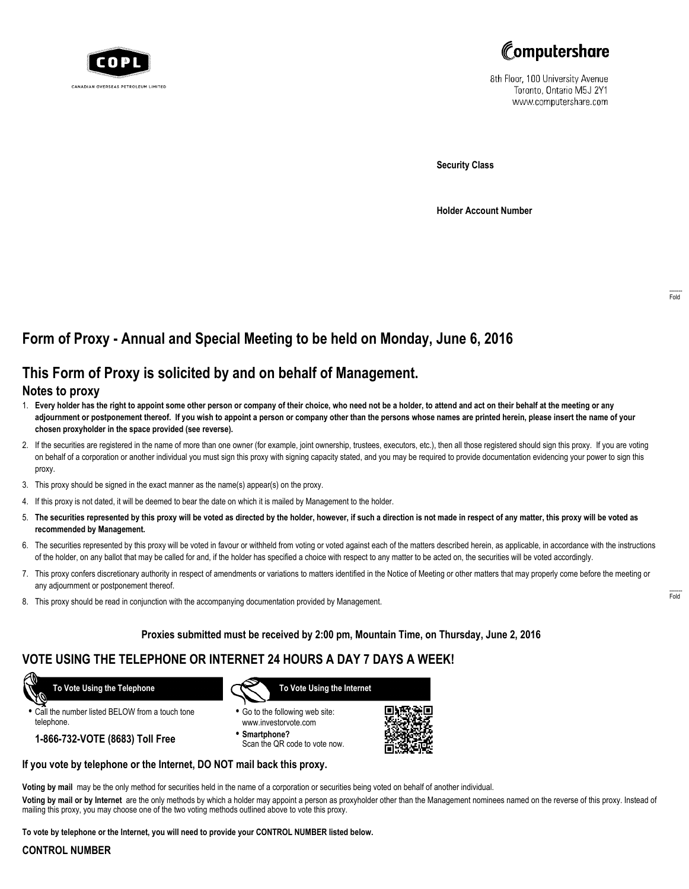COPL

CANADIAN OVERSEAS PETROLEUM LIMITED

Computershare

8th Floor, 100 University Avenue
Toronto, Ontario M5J 2Y1
www.computershare.com

**Security Class**

**Holder Account Number**

Fold

# Form of Proxy - Annual and Special Meeting to be held on Monday, June 6, 2016

# This Form of Proxy is solicited by and on behalf of Management.

## Notes to proxy

1. **Every holder has the right to appoint some other person or company of their choice, who need not be a holder, to attend and act on their behalf at the meeting or any adjournment or postponement thereof. If you wish to appoint a person or company other than the persons whose names are printed herein, please insert the name of your chosen proxyholder in the space provided (see reverse).**
2. If the securities are registered in the name of more than one owner (for example, joint ownership, trustees, executors, etc.), then all those registered should sign this proxy. If you are voting on behalf of a corporation or another individual you must sign this proxy with signing capacity stated, and you may be required to provide documentation evidencing your power to sign this proxy.
3. This proxy should be signed in the exact manner as the name(s) appear(s) on the proxy.
4. If this proxy is not dated, it will be deemed to bear the date on which it is mailed by Management to the holder.
5. **The securities represented by this proxy will be voted as directed by the holder, however, if such a direction is not made in respect of any matter, this proxy will be voted as recommended by Management.**
6. The securities represented by this proxy will be voted in favour or withheld from voting or voted against each of the matters described herein, as applicable, in accordance with the instructions of the holder, on any ballot that may be called for and, if the holder has specified a choice with respect to any matter to be acted on, the securities will be voted accordingly.
7. This proxy confers discretionary authority in respect of amendments or variations to matters identified in the Notice of Meeting or other matters that may properly come before the meeting or any adjournment or postponement thereof.
8. This proxy should be read in conjunction with the accompanying documentation provided by Management.

Fold

**Proxies submitted must be received by 2:00 pm, Mountain Time, on Thursday, June 2, 2016**

## VOTE USING THE TELEPHONE OR INTERNET 24 HOURS A DAY 7 DAYS A WEEK!

**To Vote Using the Telephone**

- Call the number listed BELOW from a touch tone telephone.

**1-866-732-VOTE (8683) Toll Free**

**To Vote Using the Internet**

- Go to the following web site: www.investorvote.com
- **Smartphone?** Scan the QR code to vote now.

**If you vote by telephone or the Internet, DO NOT mail back this proxy.**

**Voting by mail** may be the only method for securities held in the name of a corporation or securities being voted on behalf of another individual.

**Voting by mail or by Internet** are the only methods by which a holder may appoint a person as proxyholder other than the Management nominees named on the reverse of this proxy. Instead of mailing this proxy, you may choose one of the two voting methods outlined above to vote this proxy.

**To vote by telephone or the Internet, you will need to provide your CONTROL NUMBER listed below.**

**CONTROL NUMBER**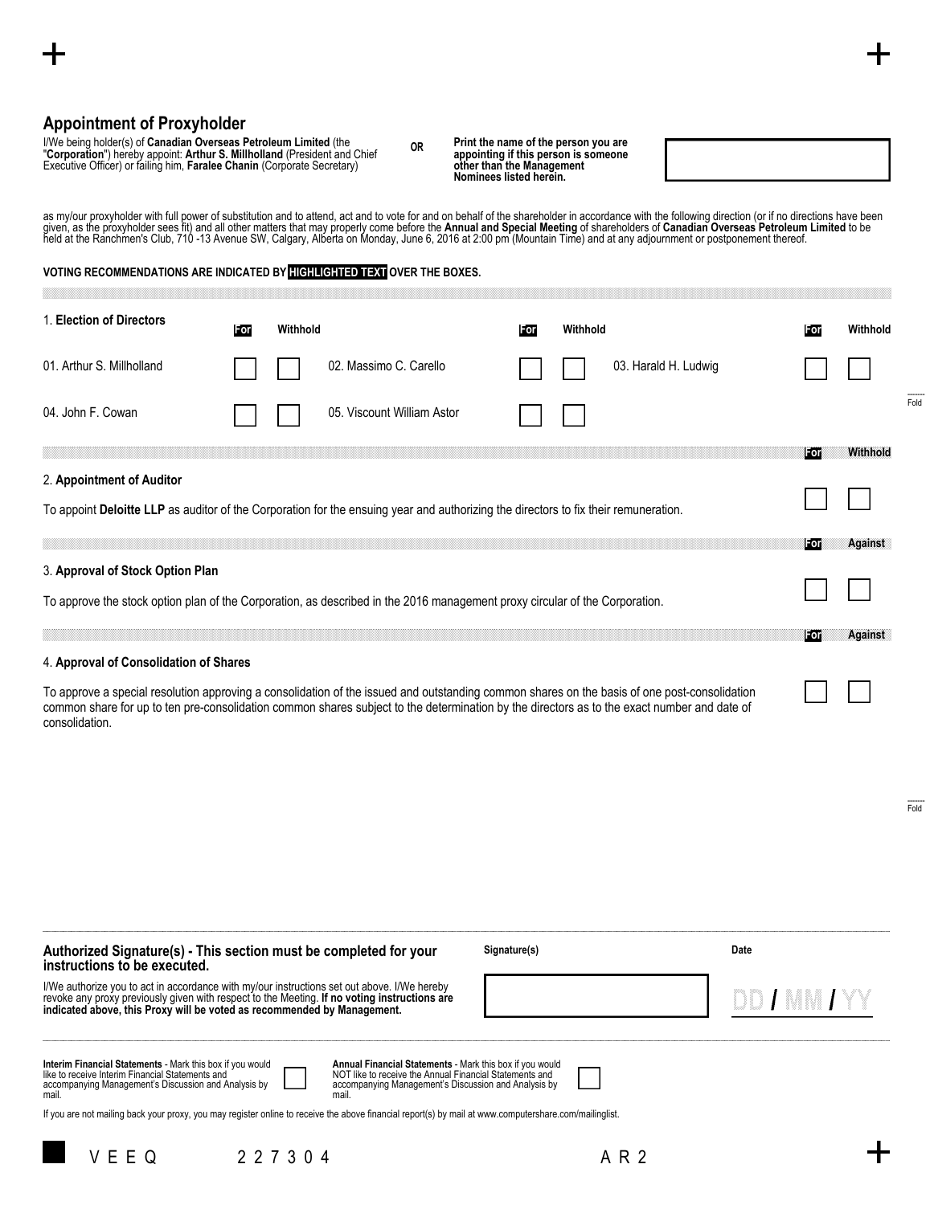## Appointment of Proxyholder

I/We being holder(s) of **Canadian Overseas Petroleum Limited** (the "**Corporation**") hereby appoint: **Arthur S. Millholland** (President and Chief Executive Officer) or failing him, **Faralee Chanin** (Corporate Secretary)

**OR**

**Print the name of the person you are appointing if this person is someone other than the Management Nominees listed herein.**

as my/our proxyholder with full power of substitution and to attend, act and to vote for and on behalf of the shareholder in accordance with the following direction (or if no directions have been given, as the proxyholder sees fit) and all other matters that may properly come before the **Annual and Special Meeting** of shareholders of **Canadian Overseas Petroleum Limited** to be held at the Ranchmen's Club, 710 -13 Avenue SW, Calgary, Alberta on Monday, June 6, 2016 at 2:00 pm (Mountain Time) and at any adjournment or postponement thereof.

**VOTING RECOMMENDATIONS ARE INDICATED BY HIGHLIGHTED TEXT OVER THE BOXES.**

### 1. Election of Directors

| | For | Withhold | | For | Withhold | | For | Withhold |
|---|---|---|---|---|---|---|---|---|
| 01. Arthur S. Millholland | ☐ | ☐ | 02. Massimo C. Carello | ☐ | ☐ | 03. Harald H. Ludwig | ☐ | ☐ |
| 04. John F. Cowan | ☐ | ☐ | 05. Viscount William Astor | ☐ | ☐ | | | |

### 2. Appointment of Auditor

To appoint **Deloitte LLP** as auditor of the Corporation for the ensuing year and authorizing the directors to fix their remuneration.

For ☐ Withhold ☐

### 3. Approval of Stock Option Plan

To approve the stock option plan of the Corporation, as described in the 2016 management proxy circular of the Corporation.

For ☐ Against ☐

### 4. Approval of Consolidation of Shares

To approve a special resolution approving a consolidation of the issued and outstanding common shares on the basis of one post-consolidation common share for up to ten pre-consolidation common shares subject to the determination by the directors as to the exact number and date of consolidation.

For ☐ Against ☐

Fold

Fold

**Authorized Signature(s) - This section must be completed for your instructions to be executed.**

I/We authorize you to act in accordance with my/our instructions set out above. I/We hereby revoke any proxy previously given with respect to the Meeting. **If no voting instructions are indicated above, this Proxy will be voted as recommended by Management.**

Signature(s)

Date

DD / MM / YY

**Interim Financial Statements** - Mark this box if you would like to receive Interim Financial Statements and accompanying Management's Discussion and Analysis by mail. ☐

**Annual Financial Statements** - Mark this box if you would NOT like to receive the Annual Financial Statements and accompanying Management's Discussion and Analysis by mail. ☐

If you are not mailing back your proxy, you may register online to receive the above financial report(s) by mail at www.computershare.com/mailinglist.

V E E Q 2 2 7 3 0 4 A R 2